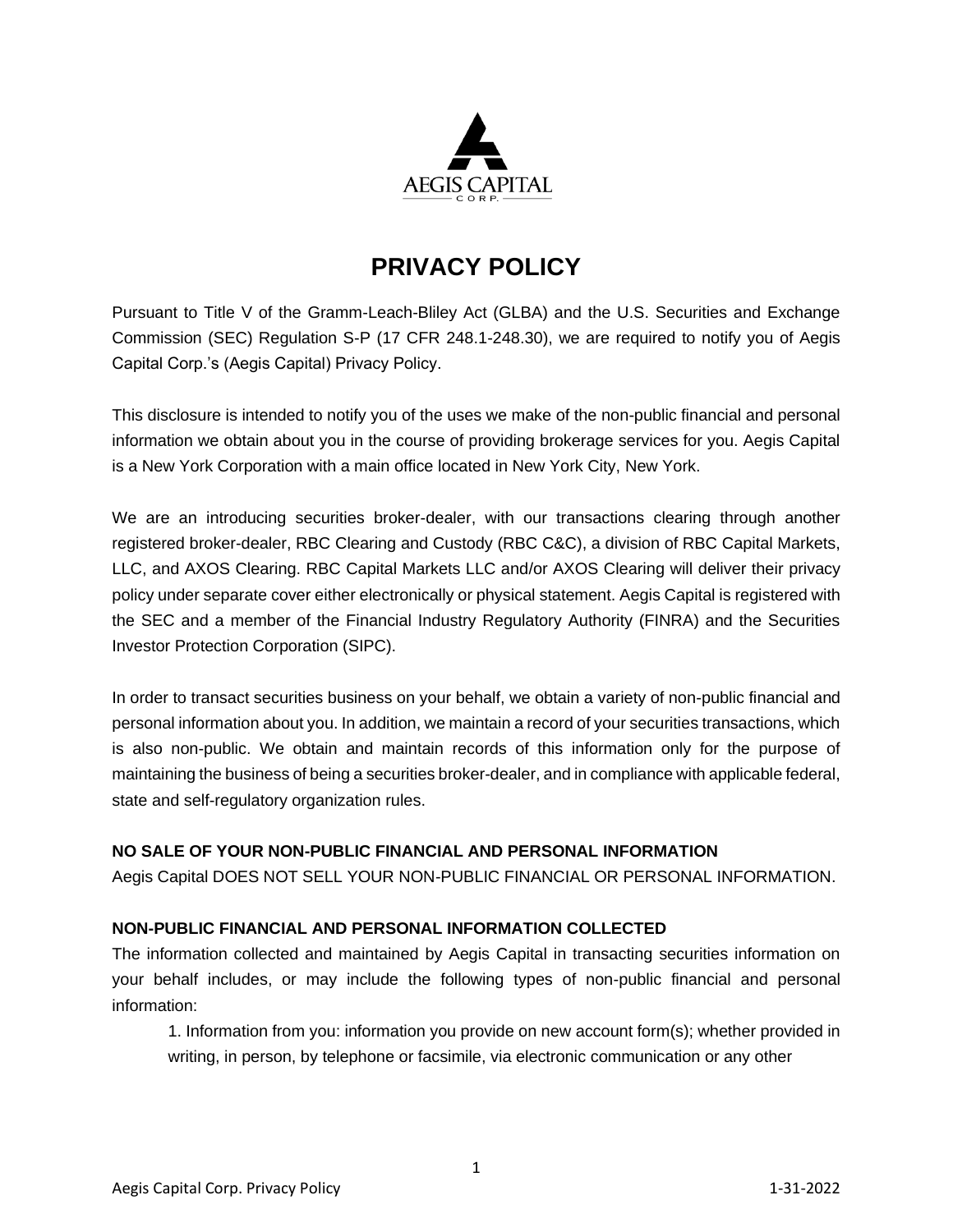# PRIVACY POLICY

Pursuant to Title V of the Gramm-Leach-Bliley Act (GLBA) and the U.S. Securities and Exchange Commission (SEC) Regulation S-P (17 CFR 248.1-248.30), we are required to notify you of Aegis Capital Corp.'s (Aegis Capital) Privacy Policy.

This disclosure is intended to notify you of the uses we make of the non-public financial and personal information we obtain about you in the course of providing brokerage services for you. Aegis Capital is a New York Corporation with a main office located in New York City, New York.

We are an introducing securities broker-dealer, with our transactions clearing through another registered broker-dealer, RBC Clearing and Custody (RBC C&C), a division of RBC Capital Markets, LLC, and AXOS Clearing. RBC Capital Markets LLC and/or AXOS Clearing will deliver their privacy policy under separate cover either electronically or physical statement. Aegis Capital is registered with the SEC and a member of the Financial Industry Regulatory Authority (FINRA) and the Securities Investor Protection Corporation (SIPC).

In order to transact securities business on your behalf, we obtain a variety of non-public financial and personal information about you. In addition, we maintain a record of your securities transactions, which is also non-public. We obtain and maintain records of this information only for the purpose of maintaining the business of being a securities broker-dealer, and in compliance with applicable federal, state and self-regulatory organization rules.

**NO SALE OF YOUR NON-PUBLIC FINANCIAL AND PERSONAL INFORMATION**

Aegis Capital DOES NOT SELL YOUR NON-PUBLIC FINANCIAL OR PERSONAL INFORMATION.

**NON-PUBLIC FINANCIAL AND PERSONAL INFORMATION COLLECTED**

The information collected and maintained by Aegis Capital in transacting securities information on your behalf includes, or may include the following types of non-public financial and personal information:

1. Information from you: information you provide on new account form(s); whether provided in writing, in person, by telephone or facsimile, via electronic communication or any other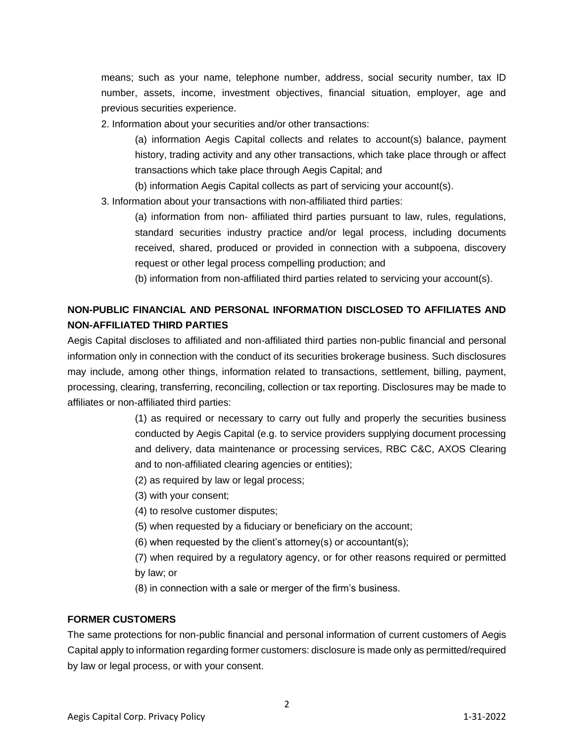means; such as your name, telephone number, address, social security number, tax ID number, assets, income, investment objectives, financial situation, employer, age and previous securities experience.

2. Information about your securities and/or other transactions:

(a) information Aegis Capital collects and relates to account(s) balance, payment history, trading activity and any other transactions, which take place through or affect transactions which take place through Aegis Capital; and

(b) information Aegis Capital collects as part of servicing your account(s).

3. Information about your transactions with non-affiliated third parties:

(a) information from non- affiliated third parties pursuant to law, rules, regulations, standard securities industry practice and/or legal process, including documents received, shared, produced or provided in connection with a subpoena, discovery request or other legal process compelling production; and

(b) information from non-affiliated third parties related to servicing your account(s).

**NON-PUBLIC FINANCIAL AND PERSONAL INFORMATION DISCLOSED TO AFFILIATES AND NON-AFFILIATED THIRD PARTIES**

Aegis Capital discloses to affiliated and non-affiliated third parties non-public financial and personal information only in connection with the conduct of its securities brokerage business. Such disclosures may include, among other things, information related to transactions, settlement, billing, payment, processing, clearing, transferring, reconciling, collection or tax reporting. Disclosures may be made to affiliates or non-affiliated third parties:

(1) as required or necessary to carry out fully and properly the securities business conducted by Aegis Capital (e.g. to service providers supplying document processing and delivery, data maintenance or processing services, RBC C&C, AXOS Clearing and to non-affiliated clearing agencies or entities);

(2) as required by law or legal process;

(3) with your consent;

(4) to resolve customer disputes;

(5) when requested by a fiduciary or beneficiary on the account;

(6) when requested by the client's attorney(s) or accountant(s);

(7) when required by a regulatory agency, or for other reasons required or permitted by law; or

(8) in connection with a sale or merger of the firm's business.

**FORMER CUSTOMERS**

The same protections for non-public financial and personal information of current customers of Aegis Capital apply to information regarding former customers: disclosure is made only as permitted/required by law or legal process, or with your consent.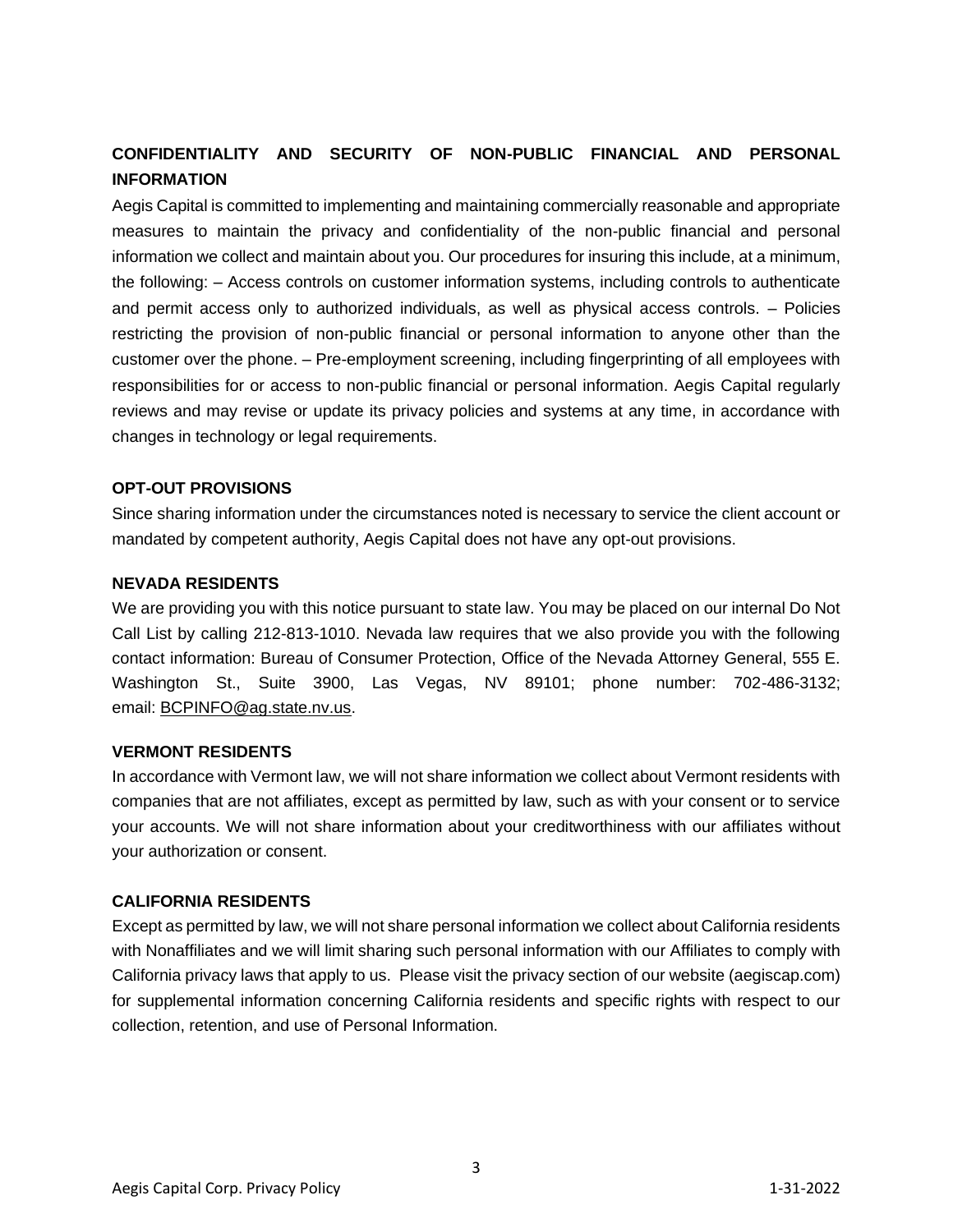**CONFIDENTIALITY AND SECURITY OF NON-PUBLIC FINANCIAL AND PERSONAL INFORMATION**

Aegis Capital is committed to implementing and maintaining commercially reasonable and appropriate measures to maintain the privacy and confidentiality of the non-public financial and personal information we collect and maintain about you. Our procedures for insuring this include, at a minimum, the following: – Access controls on customer information systems, including controls to authenticate and permit access only to authorized individuals, as well as physical access controls. – Policies restricting the provision of non-public financial or personal information to anyone other than the customer over the phone. – Pre-employment screening, including fingerprinting of all employees with responsibilities for or access to non-public financial or personal information. Aegis Capital regularly reviews and may revise or update its privacy policies and systems at any time, in accordance with changes in technology or legal requirements.

**OPT-OUT PROVISIONS**

Since sharing information under the circumstances noted is necessary to service the client account or mandated by competent authority, Aegis Capital does not have any opt-out provisions.

**NEVADA RESIDENTS**

We are providing you with this notice pursuant to state law. You may be placed on our internal Do Not Call List by calling 212-813-1010. Nevada law requires that we also provide you with the following contact information: Bureau of Consumer Protection, Office of the Nevada Attorney General, 555 E. Washington St., Suite 3900, Las Vegas, NV 89101; phone number: 702-486-3132; email: BCPINFO@ag.state.nv.us.

**VERMONT RESIDENTS**

In accordance with Vermont law, we will not share information we collect about Vermont residents with companies that are not affiliates, except as permitted by law, such as with your consent or to service your accounts. We will not share information about your creditworthiness with our affiliates without your authorization or consent.

**CALIFORNIA RESIDENTS**

Except as permitted by law, we will not share personal information we collect about California residents with Nonaffiliates and we will limit sharing such personal information with our Affiliates to comply with California privacy laws that apply to us. Please visit the privacy section of our website (aegiscap.com) for supplemental information concerning California residents and specific rights with respect to our collection, retention, and use of Personal Information.